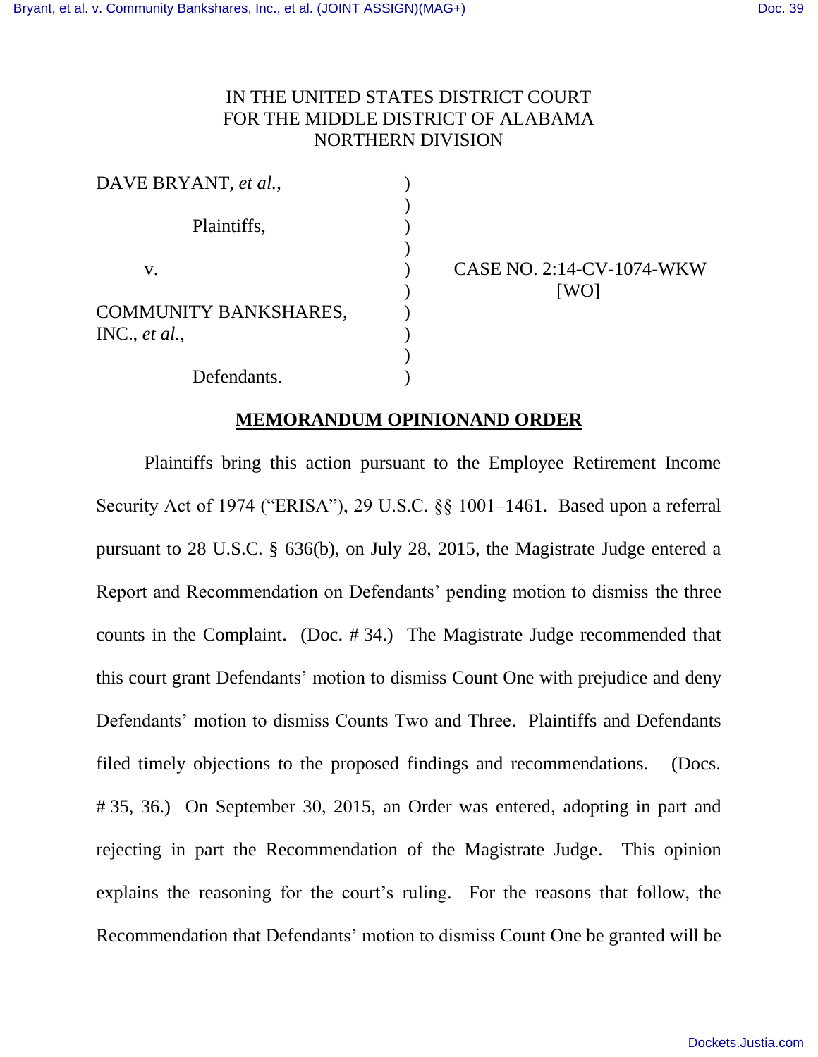IN THE UNITED STATES DISTRICT COURT
FOR THE MIDDLE DISTRICT OF ALABAMA
NORTHERN DIVISION

| | | |
|---|---|---|
| DAVE BRYANT, *et al.*, | ) | |
| Plaintiffs, | ) | |
| v. | ) | CASE NO. 2:14-CV-1074-WKW [WO] |
| COMMUNITY BANKSHARES, INC., *et al.*, | ) | |
| Defendants. | ) | |

**MEMORANDUM OPINIONAND ORDER**

Plaintiffs bring this action pursuant to the Employee Retirement Income Security Act of 1974 ("ERISA"), 29 U.S.C. §§ 1001–1461. Based upon a referral pursuant to 28 U.S.C. § 636(b), on July 28, 2015, the Magistrate Judge entered a Report and Recommendation on Defendants' pending motion to dismiss the three counts in the Complaint. (Doc. # 34.) The Magistrate Judge recommended that this court grant Defendants' motion to dismiss Count One with prejudice and deny Defendants' motion to dismiss Counts Two and Three. Plaintiffs and Defendants filed timely objections to the proposed findings and recommendations. (Docs. # 35, 36.) On September 30, 2015, an Order was entered, adopting in part and rejecting in part the Recommendation of the Magistrate Judge. This opinion explains the reasoning for the court's ruling. For the reasons that follow, the Recommendation that Defendants' motion to dismiss Count One be granted will be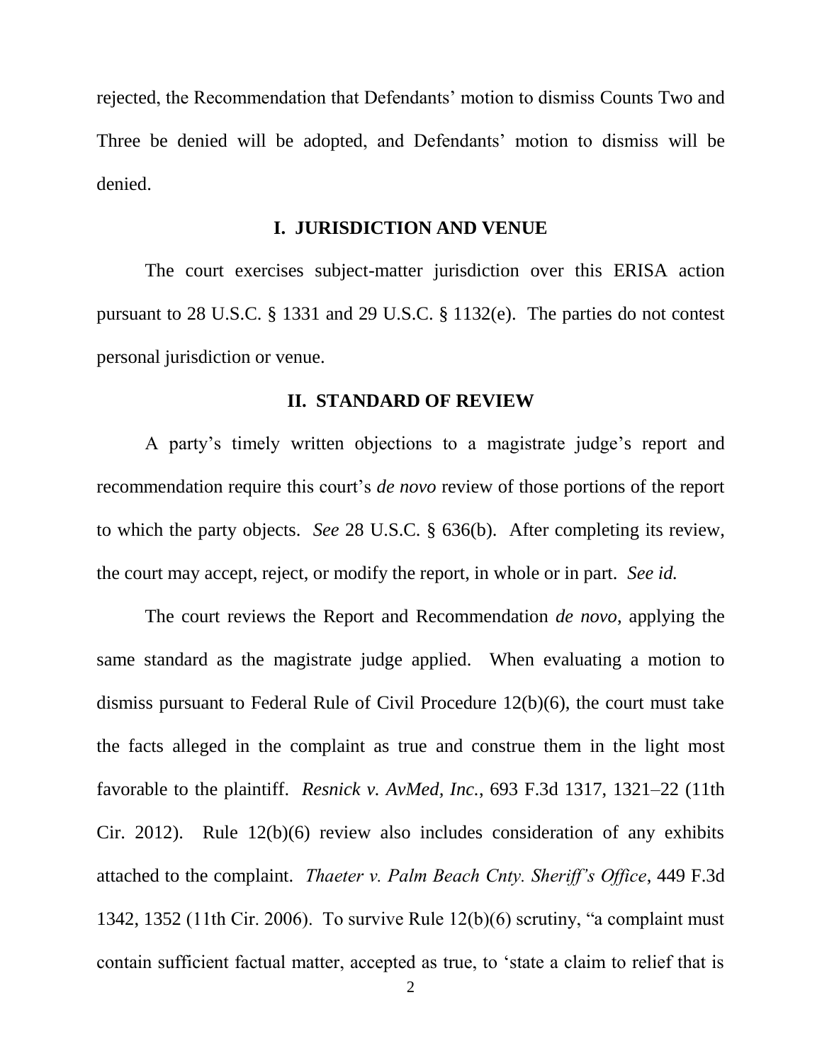rejected, the Recommendation that Defendants' motion to dismiss Counts Two and Three be denied will be adopted, and Defendants' motion to dismiss will be denied.

## I. JURISDICTION AND VENUE

The court exercises subject-matter jurisdiction over this ERISA action pursuant to 28 U.S.C. § 1331 and 29 U.S.C. § 1132(e). The parties do not contest personal jurisdiction or venue.

## II. STANDARD OF REVIEW

A party's timely written objections to a magistrate judge's report and recommendation require this court's *de novo* review of those portions of the report to which the party objects. *See* 28 U.S.C. § 636(b). After completing its review, the court may accept, reject, or modify the report, in whole or in part. *See id.*

The court reviews the Report and Recommendation *de novo*, applying the same standard as the magistrate judge applied. When evaluating a motion to dismiss pursuant to Federal Rule of Civil Procedure 12(b)(6), the court must take the facts alleged in the complaint as true and construe them in the light most favorable to the plaintiff. *Resnick v. AvMed, Inc.*, 693 F.3d 1317, 1321–22 (11th Cir. 2012). Rule 12(b)(6) review also includes consideration of any exhibits attached to the complaint. *Thaeter v. Palm Beach Cnty. Sheriff's Office*, 449 F.3d 1342, 1352 (11th Cir. 2006). To survive Rule 12(b)(6) scrutiny, "a complaint must contain sufficient factual matter, accepted as true, to 'state a claim to relief that is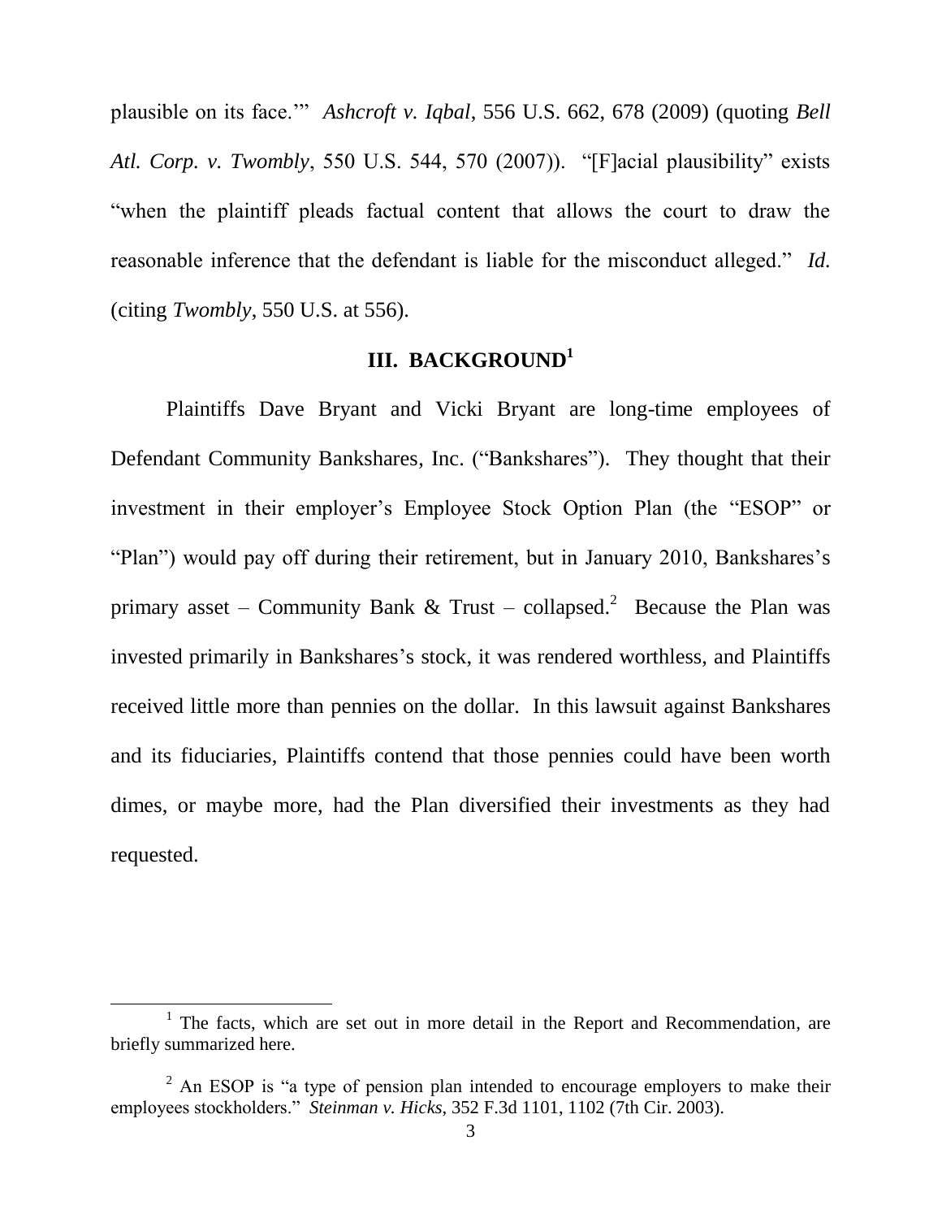plausible on its face.'" *Ashcroft v. Iqbal*, 556 U.S. 662, 678 (2009) (quoting *Bell Atl. Corp. v. Twombly*, 550 U.S. 544, 570 (2007)). "[F]acial plausibility" exists "when the plaintiff pleads factual content that allows the court to draw the reasonable inference that the defendant is liable for the misconduct alleged." *Id.* (citing *Twombly*, 550 U.S. at 556).

## III. BACKGROUND[1]

Plaintiffs Dave Bryant and Vicki Bryant are long-time employees of Defendant Community Bankshares, Inc. ("Bankshares"). They thought that their investment in their employer's Employee Stock Option Plan (the "ESOP" or "Plan") would pay off during their retirement, but in January 2010, Bankshares's primary asset – Community Bank & Trust – collapsed.[2] Because the Plan was invested primarily in Bankshares's stock, it was rendered worthless, and Plaintiffs received little more than pennies on the dollar. In this lawsuit against Bankshares and its fiduciaries, Plaintiffs contend that those pennies could have been worth dimes, or maybe more, had the Plan diversified their investments as they had requested.

---

[1] The facts, which are set out in more detail in the Report and Recommendation, are briefly summarized here.

[2] An ESOP is "a type of pension plan intended to encourage employers to make their employees stockholders." *Steinman v. Hicks*, 352 F.3d 1101, 1102 (7th Cir. 2003).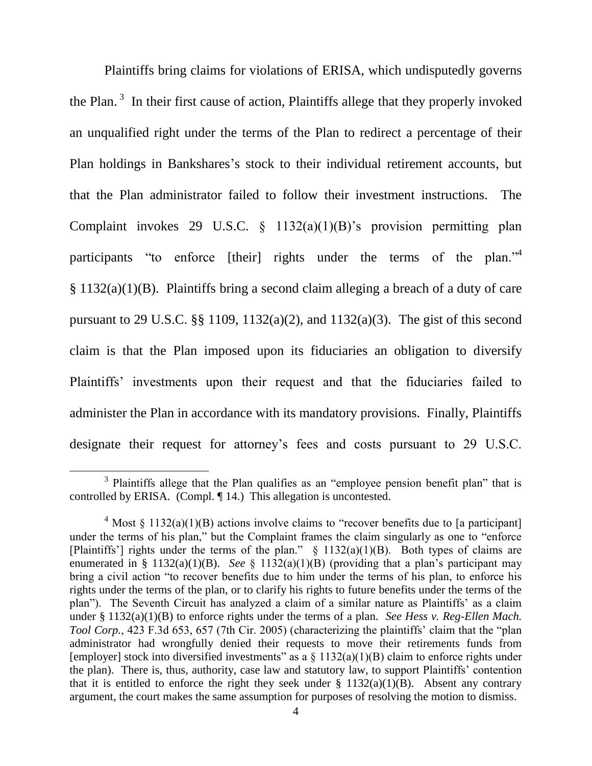Plaintiffs bring claims for violations of ERISA, which undisputedly governs the Plan.[3] In their first cause of action, Plaintiffs allege that they properly invoked an unqualified right under the terms of the Plan to redirect a percentage of their Plan holdings in Bankshares's stock to their individual retirement accounts, but that the Plan administrator failed to follow their investment instructions. The Complaint invokes 29 U.S.C. § 1132(a)(1)(B)'s provision permitting plan participants "to enforce [their] rights under the terms of the plan."[4] § 1132(a)(1)(B). Plaintiffs bring a second claim alleging a breach of a duty of care pursuant to 29 U.S.C. §§ 1109, 1132(a)(2), and 1132(a)(3). The gist of this second claim is that the Plan imposed upon its fiduciaries an obligation to diversify Plaintiffs' investments upon their request and that the fiduciaries failed to administer the Plan in accordance with its mandatory provisions. Finally, Plaintiffs designate their request for attorney's fees and costs pursuant to 29 U.S.C.

---

[3] Plaintiffs allege that the Plan qualifies as an "employee pension benefit plan" that is controlled by ERISA. (Compl. ¶ 14.) This allegation is uncontested.

[4] Most § 1132(a)(1)(B) actions involve claims to "recover benefits due to [a participant] under the terms of his plan," but the Complaint frames the claim singularly as one to "enforce [Plaintiffs'] rights under the terms of the plan." § 1132(a)(1)(B). Both types of claims are enumerated in § 1132(a)(1)(B). *See* § 1132(a)(1)(B) (providing that a plan's participant may bring a civil action "to recover benefits due to him under the terms of his plan, to enforce his rights under the terms of the plan, or to clarify his rights to future benefits under the terms of the plan"). The Seventh Circuit has analyzed a claim of a similar nature as Plaintiffs' as a claim under § 1132(a)(1)(B) to enforce rights under the terms of a plan. *See Hess v. Reg-Ellen Mach. Tool Corp.*, 423 F.3d 653, 657 (7th Cir. 2005) (characterizing the plaintiffs' claim that the "plan administrator had wrongfully denied their requests to move their retirements funds from [employer] stock into diversified investments" as a § 1132(a)(1)(B) claim to enforce rights under the plan). There is, thus, authority, case law and statutory law, to support Plaintiffs' contention that it is entitled to enforce the right they seek under § 1132(a)(1)(B). Absent any contrary argument, the court makes the same assumption for purposes of resolving the motion to dismiss.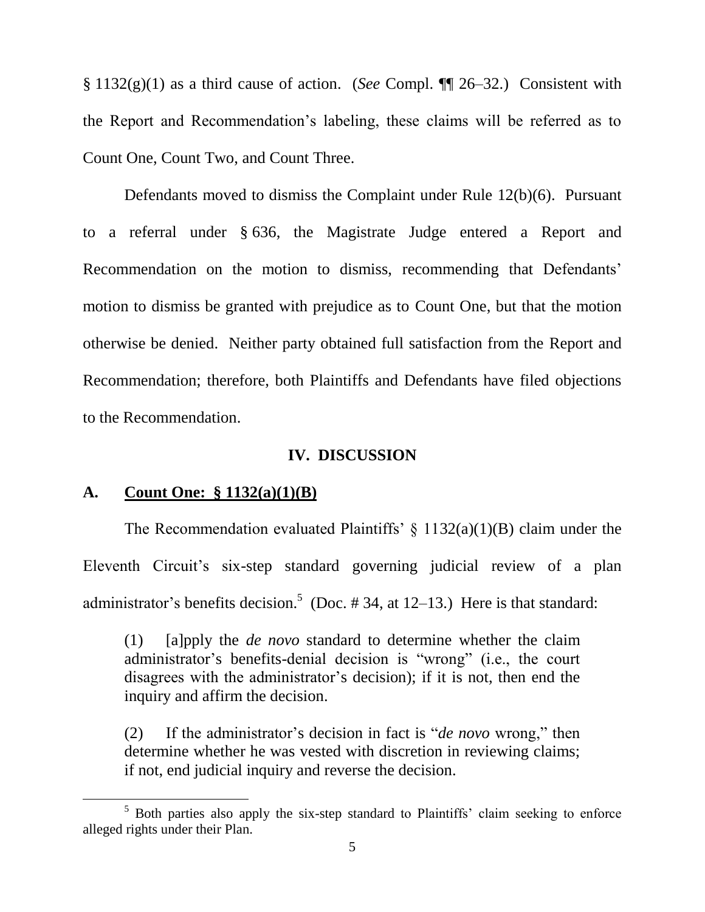§ 1132(g)(1) as a third cause of action. (*See* Compl. ¶¶ 26–32.) Consistent with the Report and Recommendation's labeling, these claims will be referred as to Count One, Count Two, and Count Three.

Defendants moved to dismiss the Complaint under Rule 12(b)(6). Pursuant to a referral under § 636, the Magistrate Judge entered a Report and Recommendation on the motion to dismiss, recommending that Defendants' motion to dismiss be granted with prejudice as to Count One, but that the motion otherwise be denied. Neither party obtained full satisfaction from the Report and Recommendation; therefore, both Plaintiffs and Defendants have filed objections to the Recommendation.

## IV. DISCUSSION

### A. Count One: § 1132(a)(1)(B)

The Recommendation evaluated Plaintiffs' § 1132(a)(1)(B) claim under the Eleventh Circuit's six-step standard governing judicial review of a plan administrator's benefits decision.[5] (Doc. # 34, at 12–13.) Here is that standard:

> (1) [a]pply the *de novo* standard to determine whether the claim administrator's benefits-denial decision is "wrong" (i.e., the court disagrees with the administrator's decision); if it is not, then end the inquiry and affirm the decision.
>
> (2) If the administrator's decision in fact is "*de novo* wrong," then determine whether he was vested with discretion in reviewing claims; if not, end judicial inquiry and reverse the decision.

---

[5] Both parties also apply the six-step standard to Plaintiffs' claim seeking to enforce alleged rights under their Plan.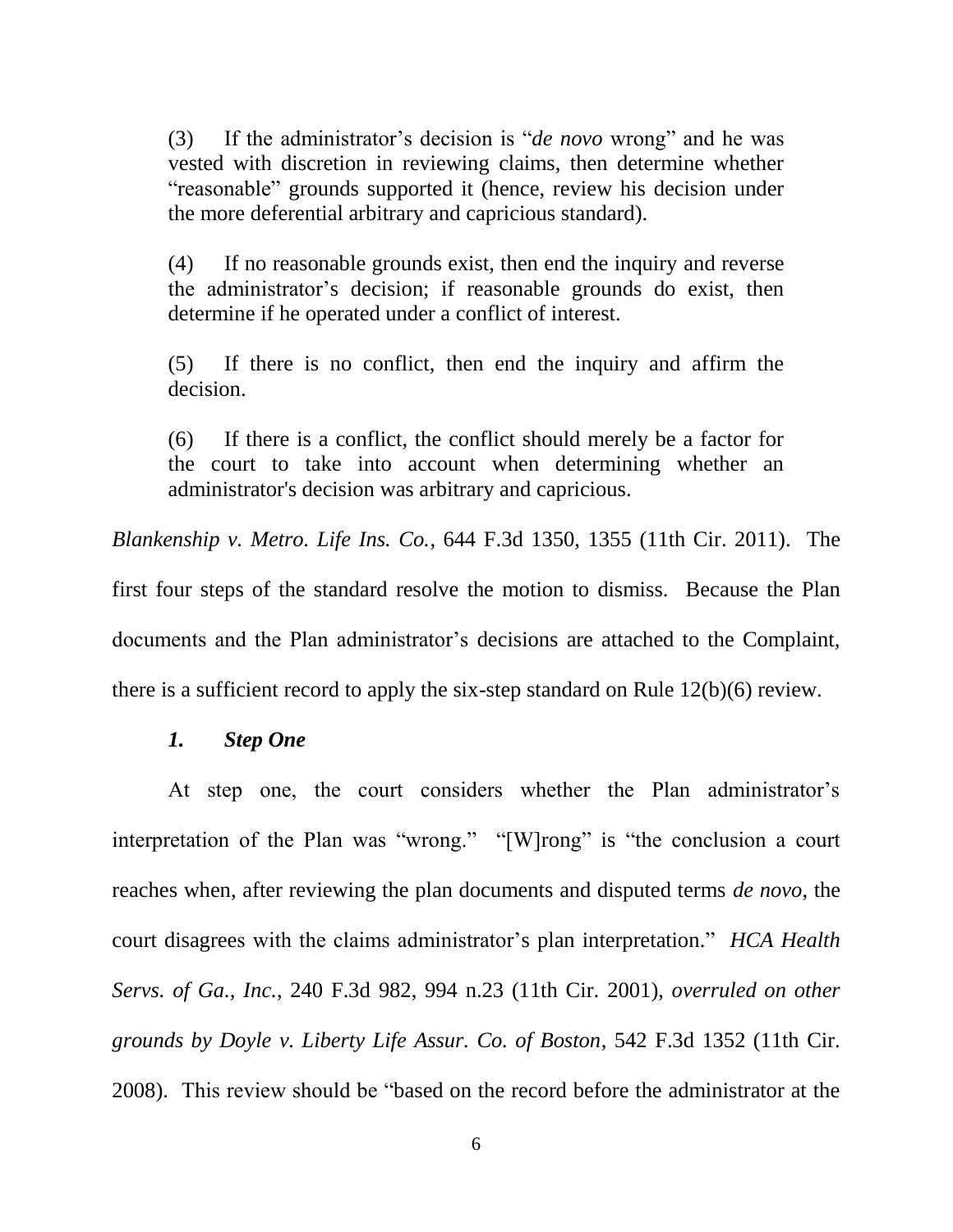> (3) If the administrator's decision is "*de novo* wrong" and he was vested with discretion in reviewing claims, then determine whether "reasonable" grounds supported it (hence, review his decision under the more deferential arbitrary and capricious standard).
>
> (4) If no reasonable grounds exist, then end the inquiry and reverse the administrator's decision; if reasonable grounds do exist, then determine if he operated under a conflict of interest.
>
> (5) If there is no conflict, then end the inquiry and affirm the decision.
>
> (6) If there is a conflict, the conflict should merely be a factor for the court to take into account when determining whether an administrator's decision was arbitrary and capricious.

*Blankenship v. Metro. Life Ins. Co.*, 644 F.3d 1350, 1355 (11th Cir. 2011). The first four steps of the standard resolve the motion to dismiss. Because the Plan documents and the Plan administrator's decisions are attached to the Complaint, there is a sufficient record to apply the six-step standard on Rule 12(b)(6) review.

### *1. Step One*

At step one, the court considers whether the Plan administrator's interpretation of the Plan was "wrong." "[W]rong" is "the conclusion a court reaches when, after reviewing the plan documents and disputed terms *de novo*, the court disagrees with the claims administrator's plan interpretation." *HCA Health Servs. of Ga., Inc.*, 240 F.3d 982, 994 n.23 (11th Cir. 2001), *overruled on other grounds by Doyle v. Liberty Life Assur. Co. of Boston*, 542 F.3d 1352 (11th Cir. 2008). This review should be "based on the record before the administrator at the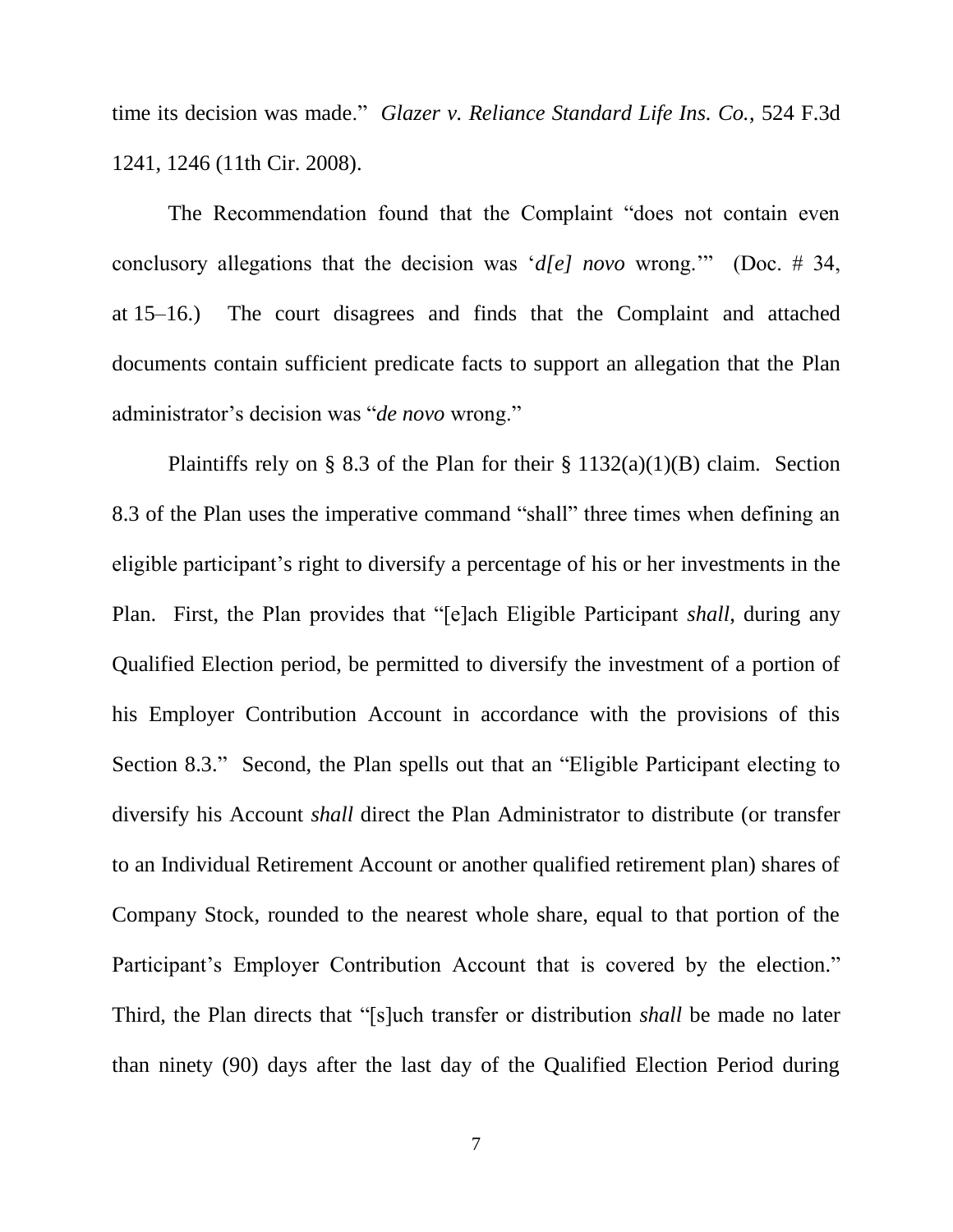time its decision was made." *Glazer v. Reliance Standard Life Ins. Co.*, 524 F.3d 1241, 1246 (11th Cir. 2008).

The Recommendation found that the Complaint "does not contain even conclusory allegations that the decision was '*d[e] novo* wrong.'" (Doc. # 34, at 15–16.) The court disagrees and finds that the Complaint and attached documents contain sufficient predicate facts to support an allegation that the Plan administrator's decision was "*de novo* wrong."

Plaintiffs rely on § 8.3 of the Plan for their § 1132(a)(1)(B) claim. Section 8.3 of the Plan uses the imperative command "shall" three times when defining an eligible participant's right to diversify a percentage of his or her investments in the Plan. First, the Plan provides that "[e]ach Eligible Participant *shall,* during any Qualified Election period, be permitted to diversify the investment of a portion of his Employer Contribution Account in accordance with the provisions of this Section 8.3." Second, the Plan spells out that an "Eligible Participant electing to diversify his Account *shall* direct the Plan Administrator to distribute (or transfer to an Individual Retirement Account or another qualified retirement plan) shares of Company Stock, rounded to the nearest whole share, equal to that portion of the Participant's Employer Contribution Account that is covered by the election." Third, the Plan directs that "[s]uch transfer or distribution *shall* be made no later than ninety (90) days after the last day of the Qualified Election Period during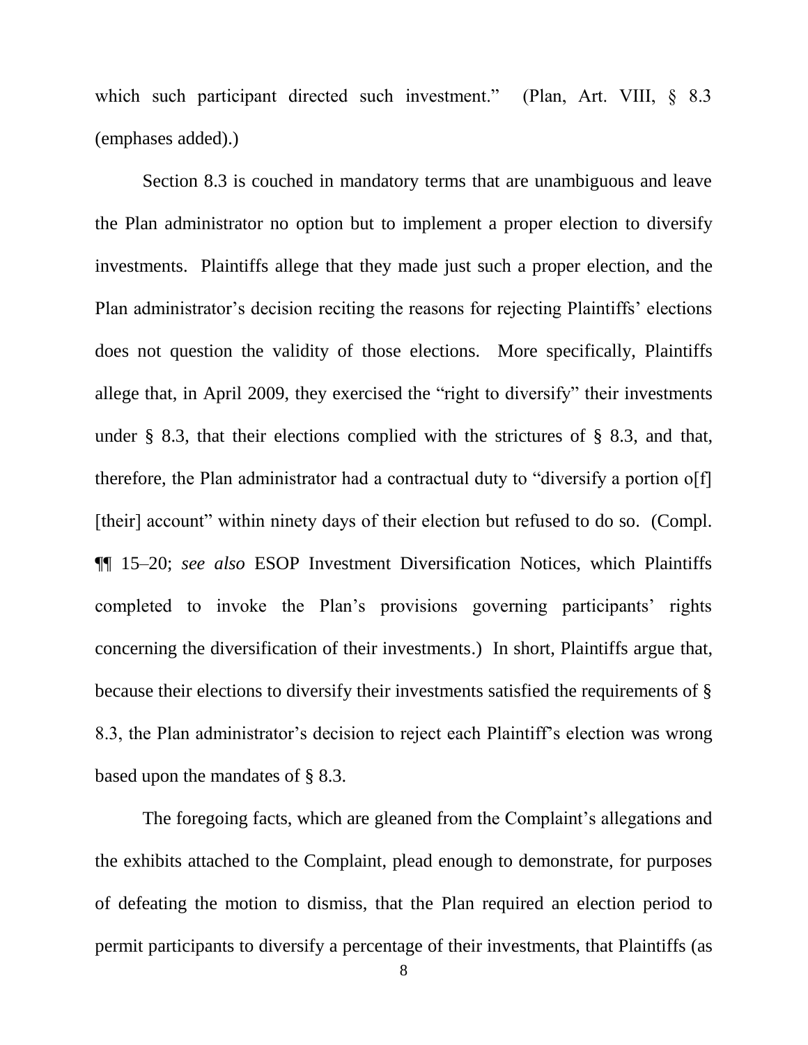which such participant directed such investment." (Plan, Art. VIII, § 8.3 (emphases added).)

Section 8.3 is couched in mandatory terms that are unambiguous and leave the Plan administrator no option but to implement a proper election to diversify investments. Plaintiffs allege that they made just such a proper election, and the Plan administrator's decision reciting the reasons for rejecting Plaintiffs' elections does not question the validity of those elections. More specifically, Plaintiffs allege that, in April 2009, they exercised the "right to diversify" their investments under § 8.3, that their elections complied with the strictures of § 8.3, and that, therefore, the Plan administrator had a contractual duty to "diversify a portion o[f] [their] account" within ninety days of their election but refused to do so. (Compl. ¶¶ 15–20; *see also* ESOP Investment Diversification Notices, which Plaintiffs completed to invoke the Plan's provisions governing participants' rights concerning the diversification of their investments.) In short, Plaintiffs argue that, because their elections to diversify their investments satisfied the requirements of § 8.3, the Plan administrator's decision to reject each Plaintiff's election was wrong based upon the mandates of § 8.3.

The foregoing facts, which are gleaned from the Complaint's allegations and the exhibits attached to the Complaint, plead enough to demonstrate, for purposes of defeating the motion to dismiss, that the Plan required an election period to permit participants to diversify a percentage of their investments, that Plaintiffs (as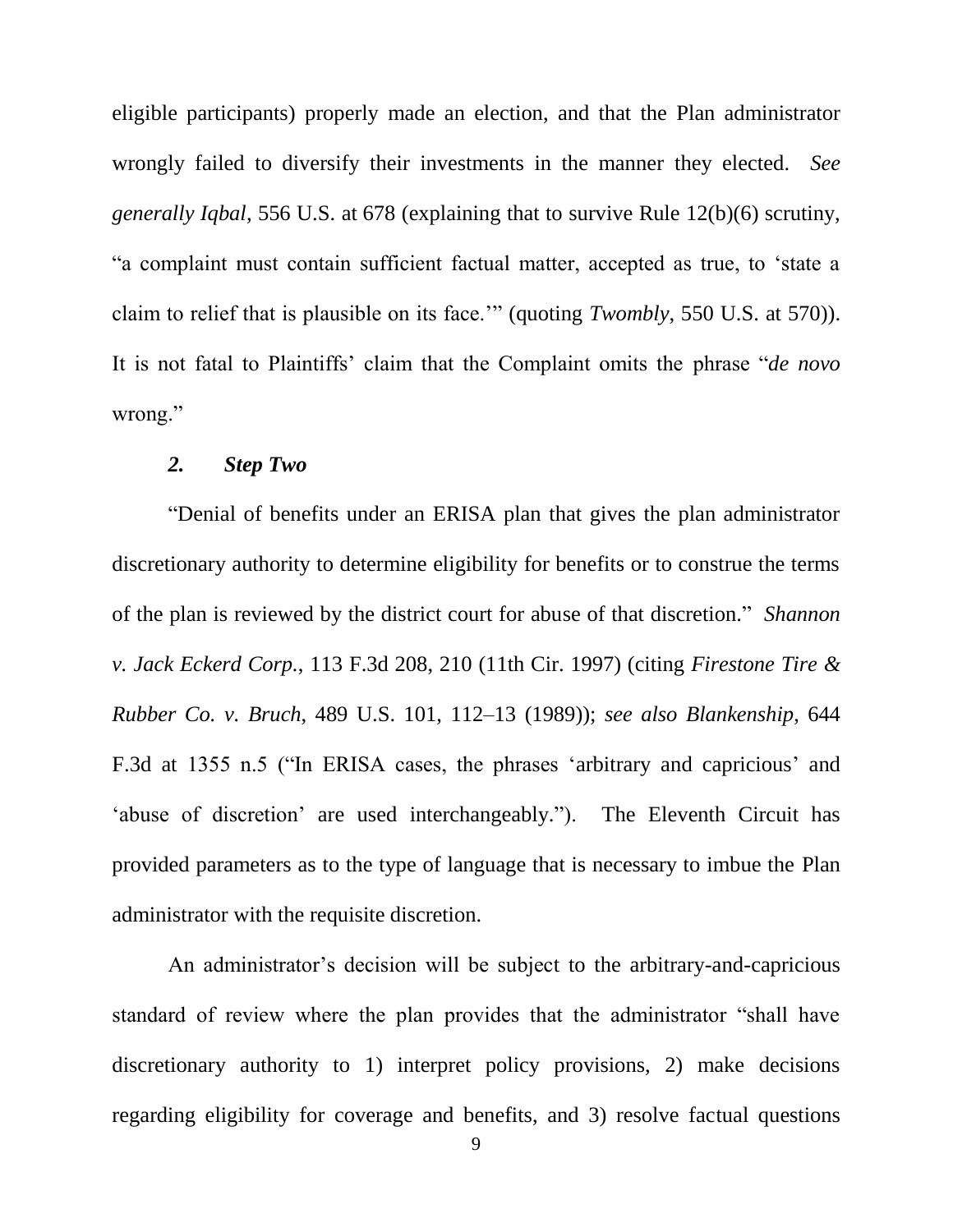eligible participants) properly made an election, and that the Plan administrator wrongly failed to diversify their investments in the manner they elected. *See generally Iqbal*, 556 U.S. at 678 (explaining that to survive Rule 12(b)(6) scrutiny, "a complaint must contain sufficient factual matter, accepted as true, to 'state a claim to relief that is plausible on its face.'" (quoting *Twombly*, 550 U.S. at 570)). It is not fatal to Plaintiffs' claim that the Complaint omits the phrase "*de novo* wrong."

### *2. Step Two*

"Denial of benefits under an ERISA plan that gives the plan administrator discretionary authority to determine eligibility for benefits or to construe the terms of the plan is reviewed by the district court for abuse of that discretion." *Shannon v. Jack Eckerd Corp.*, 113 F.3d 208, 210 (11th Cir. 1997) (citing *Firestone Tire & Rubber Co. v. Bruch*, 489 U.S. 101, 112–13 (1989)); *see also Blankenship*, 644 F.3d at 1355 n.5 ("In ERISA cases, the phrases 'arbitrary and capricious' and 'abuse of discretion' are used interchangeably."). The Eleventh Circuit has provided parameters as to the type of language that is necessary to imbue the Plan administrator with the requisite discretion.

An administrator's decision will be subject to the arbitrary-and-capricious standard of review where the plan provides that the administrator "shall have discretionary authority to 1) interpret policy provisions, 2) make decisions regarding eligibility for coverage and benefits, and 3) resolve factual questions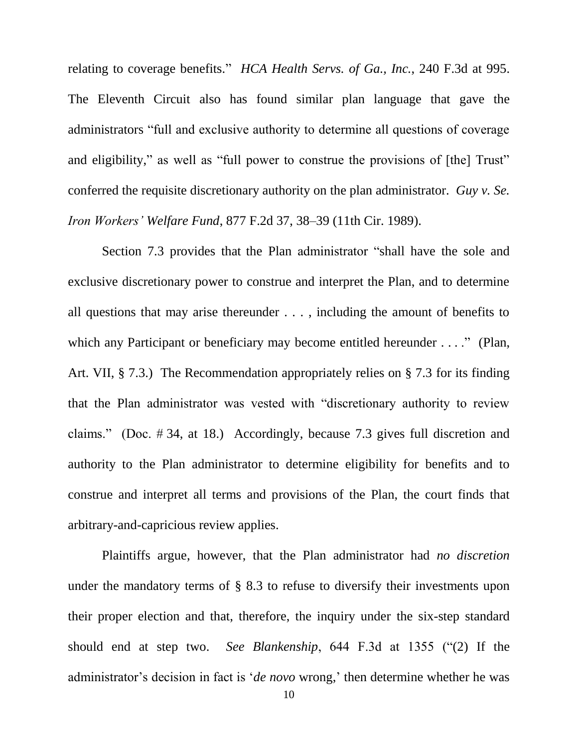relating to coverage benefits." *HCA Health Servs. of Ga., Inc.*, 240 F.3d at 995. The Eleventh Circuit also has found similar plan language that gave the administrators "full and exclusive authority to determine all questions of coverage and eligibility," as well as "full power to construe the provisions of [the] Trust" conferred the requisite discretionary authority on the plan administrator. *Guy v. Se. Iron Workers' Welfare Fund*, 877 F.2d 37, 38–39 (11th Cir. 1989).

Section 7.3 provides that the Plan administrator "shall have the sole and exclusive discretionary power to construe and interpret the Plan, and to determine all questions that may arise thereunder . . . , including the amount of benefits to which any Participant or beneficiary may become entitled hereunder . . . ." (Plan, Art. VII, § 7.3.) The Recommendation appropriately relies on § 7.3 for its finding that the Plan administrator was vested with "discretionary authority to review claims." (Doc. # 34, at 18.) Accordingly, because 7.3 gives full discretion and authority to the Plan administrator to determine eligibility for benefits and to construe and interpret all terms and provisions of the Plan, the court finds that arbitrary-and-capricious review applies.

Plaintiffs argue, however, that the Plan administrator had *no discretion* under the mandatory terms of § 8.3 to refuse to diversify their investments upon their proper election and that, therefore, the inquiry under the six-step standard should end at step two. *See Blankenship*, 644 F.3d at 1355 ("(2) If the administrator's decision in fact is '*de novo* wrong,' then determine whether he was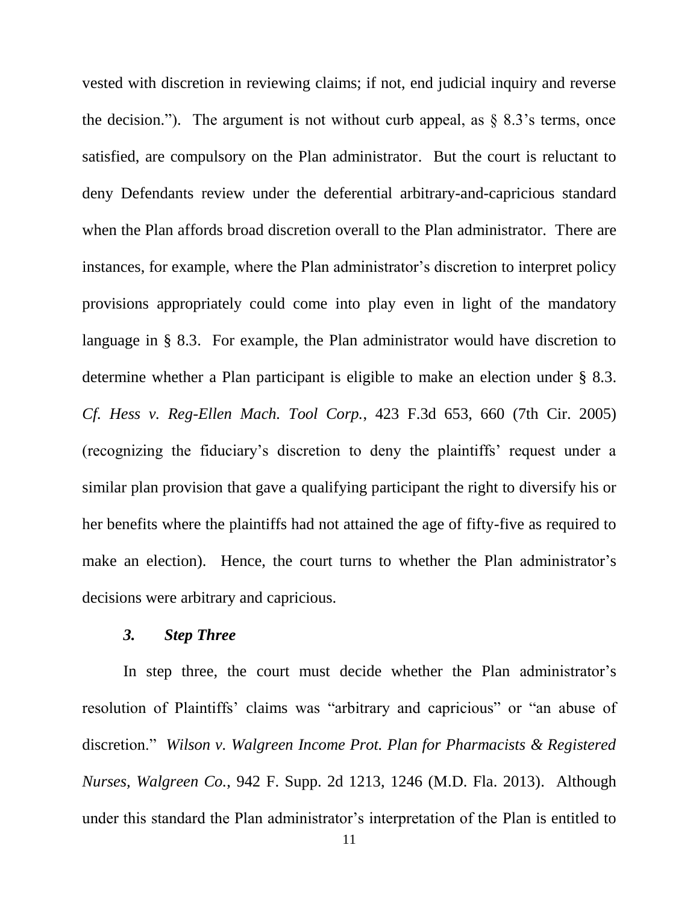vested with discretion in reviewing claims; if not, end judicial inquiry and reverse the decision."). The argument is not without curb appeal, as § 8.3's terms, once satisfied, are compulsory on the Plan administrator. But the court is reluctant to deny Defendants review under the deferential arbitrary-and-capricious standard when the Plan affords broad discretion overall to the Plan administrator. There are instances, for example, where the Plan administrator's discretion to interpret policy provisions appropriately could come into play even in light of the mandatory language in § 8.3. For example, the Plan administrator would have discretion to determine whether a Plan participant is eligible to make an election under § 8.3. *Cf. Hess v. Reg-Ellen Mach. Tool Corp.*, 423 F.3d 653, 660 (7th Cir. 2005) (recognizing the fiduciary's discretion to deny the plaintiffs' request under a similar plan provision that gave a qualifying participant the right to diversify his or her benefits where the plaintiffs had not attained the age of fifty-five as required to make an election). Hence, the court turns to whether the Plan administrator's decisions were arbitrary and capricious.

### *3. Step Three*

In step three, the court must decide whether the Plan administrator's resolution of Plaintiffs' claims was "arbitrary and capricious" or "an abuse of discretion." *Wilson v. Walgreen Income Prot. Plan for Pharmacists & Registered Nurses, Walgreen Co.*, 942 F. Supp. 2d 1213, 1246 (M.D. Fla. 2013). Although under this standard the Plan administrator's interpretation of the Plan is entitled to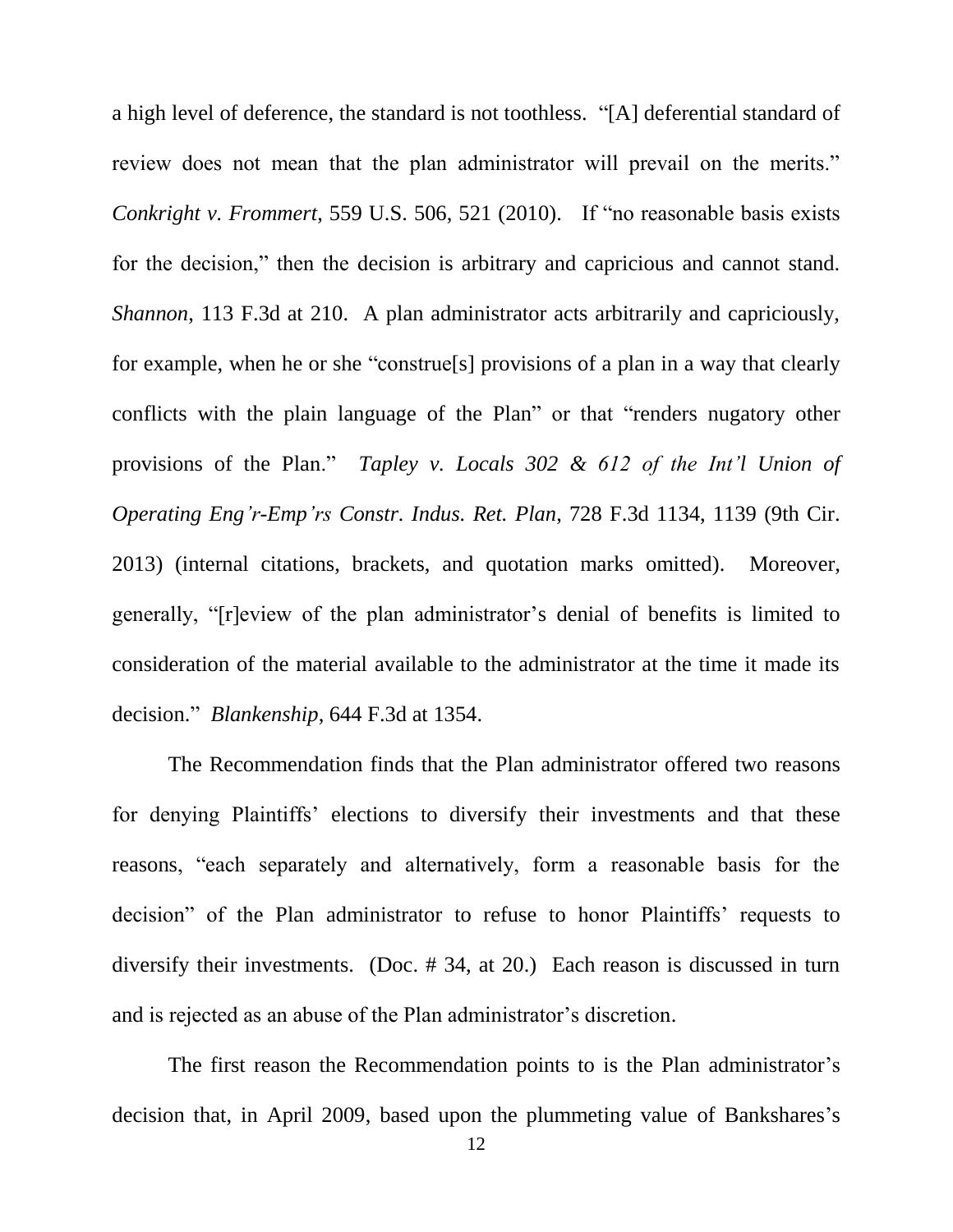a high level of deference, the standard is not toothless. "[A] deferential standard of review does not mean that the plan administrator will prevail on the merits." *Conkright v. Frommert*, 559 U.S. 506, 521 (2010). If "no reasonable basis exists for the decision," then the decision is arbitrary and capricious and cannot stand. *Shannon*, 113 F.3d at 210. A plan administrator acts arbitrarily and capriciously, for example, when he or she "construe[s] provisions of a plan in a way that clearly conflicts with the plain language of the Plan" or that "renders nugatory other provisions of the Plan." *Tapley v. Locals 302 & 612 of the Int'l Union of Operating Eng'r-Emp'rs Constr. Indus. Ret. Plan*, 728 F.3d 1134, 1139 (9th Cir. 2013) (internal citations, brackets, and quotation marks omitted). Moreover, generally, "[r]eview of the plan administrator's denial of benefits is limited to consideration of the material available to the administrator at the time it made its decision." *Blankenship*, 644 F.3d at 1354.

The Recommendation finds that the Plan administrator offered two reasons for denying Plaintiffs' elections to diversify their investments and that these reasons, "each separately and alternatively, form a reasonable basis for the decision" of the Plan administrator to refuse to honor Plaintiffs' requests to diversify their investments. (Doc. # 34, at 20.) Each reason is discussed in turn and is rejected as an abuse of the Plan administrator's discretion.

The first reason the Recommendation points to is the Plan administrator's decision that, in April 2009, based upon the plummeting value of Bankshares's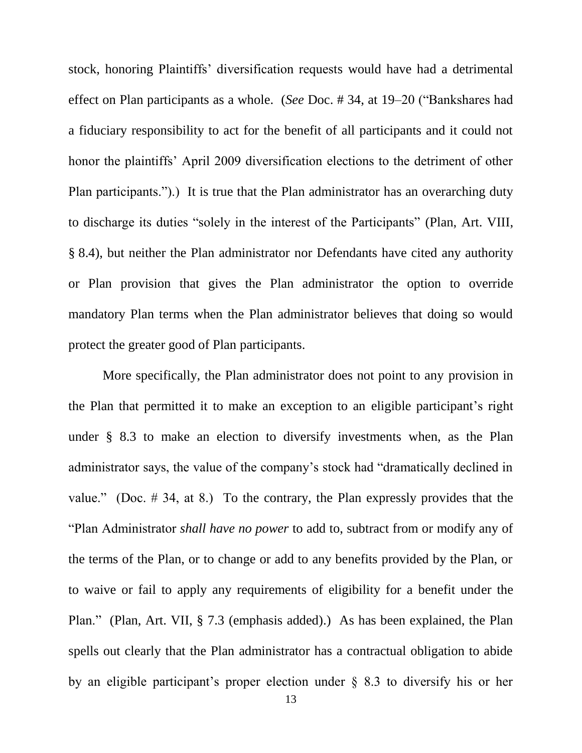stock, honoring Plaintiffs' diversification requests would have had a detrimental effect on Plan participants as a whole. (*See* Doc. # 34, at 19–20 ("Bankshares had a fiduciary responsibility to act for the benefit of all participants and it could not honor the plaintiffs' April 2009 diversification elections to the detriment of other Plan participants.").) It is true that the Plan administrator has an overarching duty to discharge its duties "solely in the interest of the Participants" (Plan, Art. VIII, § 8.4), but neither the Plan administrator nor Defendants have cited any authority or Plan provision that gives the Plan administrator the option to override mandatory Plan terms when the Plan administrator believes that doing so would protect the greater good of Plan participants.

More specifically, the Plan administrator does not point to any provision in the Plan that permitted it to make an exception to an eligible participant's right under § 8.3 to make an election to diversify investments when, as the Plan administrator says, the value of the company's stock had "dramatically declined in value." (Doc. # 34, at 8.) To the contrary, the Plan expressly provides that the "Plan Administrator *shall have no power* to add to, subtract from or modify any of the terms of the Plan, or to change or add to any benefits provided by the Plan, or to waive or fail to apply any requirements of eligibility for a benefit under the Plan." (Plan, Art. VII, § 7.3 (emphasis added).) As has been explained, the Plan spells out clearly that the Plan administrator has a contractual obligation to abide by an eligible participant's proper election under § 8.3 to diversify his or her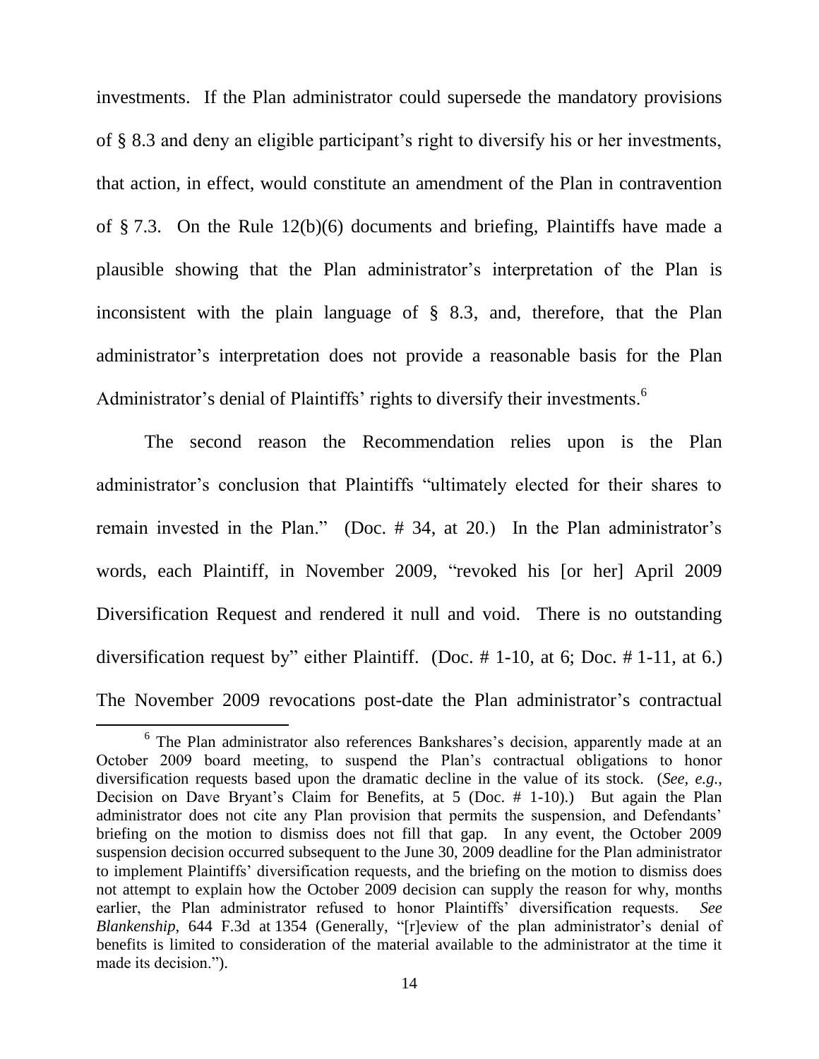investments. If the Plan administrator could supersede the mandatory provisions of § 8.3 and deny an eligible participant's right to diversify his or her investments, that action, in effect, would constitute an amendment of the Plan in contravention of § 7.3. On the Rule 12(b)(6) documents and briefing, Plaintiffs have made a plausible showing that the Plan administrator's interpretation of the Plan is inconsistent with the plain language of § 8.3, and, therefore, that the Plan administrator's interpretation does not provide a reasonable basis for the Plan Administrator's denial of Plaintiffs' rights to diversify their investments.[6]

The second reason the Recommendation relies upon is the Plan administrator's conclusion that Plaintiffs "ultimately elected for their shares to remain invested in the Plan." (Doc. # 34, at 20.) In the Plan administrator's words, each Plaintiff, in November 2009, "revoked his [or her] April 2009 Diversification Request and rendered it null and void. There is no outstanding diversification request by" either Plaintiff. (Doc. # 1-10, at 6; Doc. # 1-11, at 6.) The November 2009 revocations post-date the Plan administrator's contractual

---

[6] The Plan administrator also references Bankshares's decision, apparently made at an October 2009 board meeting, to suspend the Plan's contractual obligations to honor diversification requests based upon the dramatic decline in the value of its stock. (*See, e.g.*, Decision on Dave Bryant's Claim for Benefits, at 5 (Doc. # 1-10).) But again the Plan administrator does not cite any Plan provision that permits the suspension, and Defendants' briefing on the motion to dismiss does not fill that gap. In any event, the October 2009 suspension decision occurred subsequent to the June 30, 2009 deadline for the Plan administrator to implement Plaintiffs' diversification requests, and the briefing on the motion to dismiss does not attempt to explain how the October 2009 decision can supply the reason for why, months earlier, the Plan administrator refused to honor Plaintiffs' diversification requests. *See Blankenship*, 644 F.3d at 1354 (Generally, "[r]eview of the plan administrator's denial of benefits is limited to consideration of the material available to the administrator at the time it made its decision.").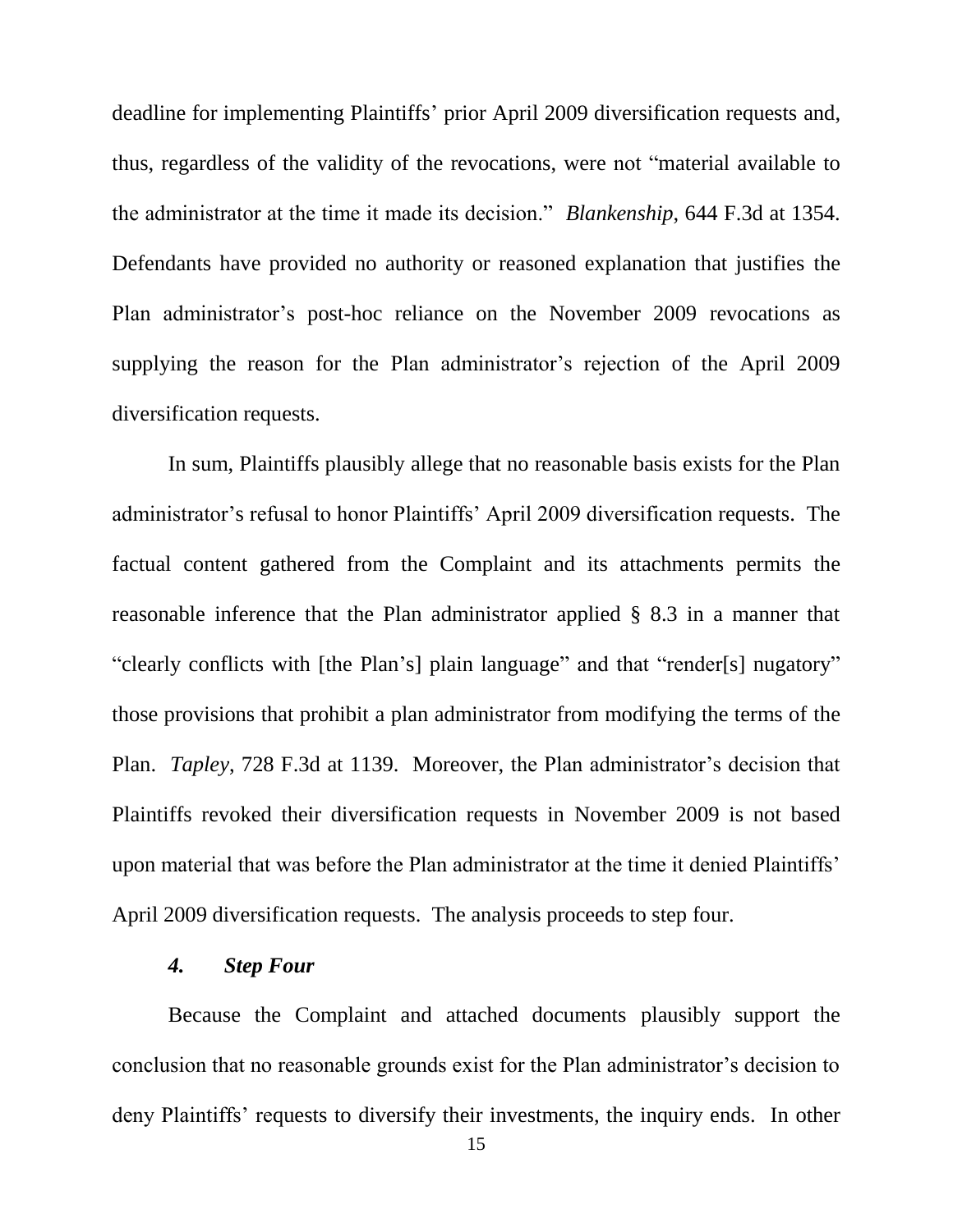deadline for implementing Plaintiffs' prior April 2009 diversification requests and, thus, regardless of the validity of the revocations, were not "material available to the administrator at the time it made its decision." *Blankenship*, 644 F.3d at 1354. Defendants have provided no authority or reasoned explanation that justifies the Plan administrator's post-hoc reliance on the November 2009 revocations as supplying the reason for the Plan administrator's rejection of the April 2009 diversification requests.

In sum, Plaintiffs plausibly allege that no reasonable basis exists for the Plan administrator's refusal to honor Plaintiffs' April 2009 diversification requests. The factual content gathered from the Complaint and its attachments permits the reasonable inference that the Plan administrator applied § 8.3 in a manner that "clearly conflicts with [the Plan's] plain language" and that "render[s] nugatory" those provisions that prohibit a plan administrator from modifying the terms of the Plan. *Tapley*, 728 F.3d at 1139. Moreover, the Plan administrator's decision that Plaintiffs revoked their diversification requests in November 2009 is not based upon material that was before the Plan administrator at the time it denied Plaintiffs' April 2009 diversification requests. The analysis proceeds to step four.

#### *4. Step Four*

Because the Complaint and attached documents plausibly support the conclusion that no reasonable grounds exist for the Plan administrator's decision to deny Plaintiffs' requests to diversify their investments, the inquiry ends. In other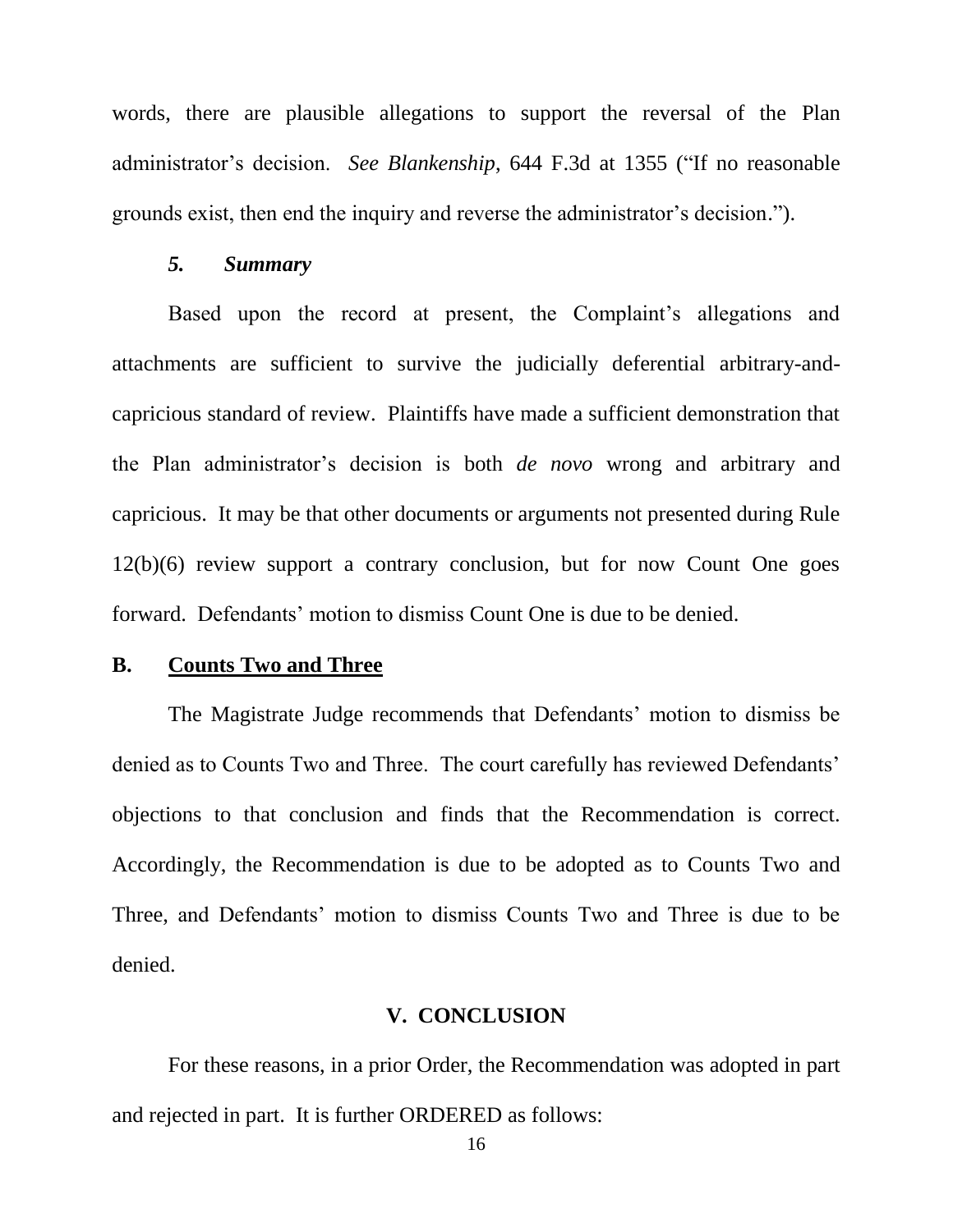words, there are plausible allegations to support the reversal of the Plan administrator's decision. *See Blankenship*, 644 F.3d at 1355 ("If no reasonable grounds exist, then end the inquiry and reverse the administrator's decision.").

#### *5. Summary*

Based upon the record at present, the Complaint's allegations and attachments are sufficient to survive the judicially deferential arbitrary-and-capricious standard of review. Plaintiffs have made a sufficient demonstration that the Plan administrator's decision is both *de novo* wrong and arbitrary and capricious. It may be that other documents or arguments not presented during Rule 12(b)(6) review support a contrary conclusion, but for now Count One goes forward. Defendants' motion to dismiss Count One is due to be denied.

### B. <u>Counts Two and Three</u>

The Magistrate Judge recommends that Defendants' motion to dismiss be denied as to Counts Two and Three. The court carefully has reviewed Defendants' objections to that conclusion and finds that the Recommendation is correct. Accordingly, the Recommendation is due to be adopted as to Counts Two and Three, and Defendants' motion to dismiss Counts Two and Three is due to be denied.

## V. CONCLUSION

For these reasons, in a prior Order, the Recommendation was adopted in part and rejected in part. It is further ORDERED as follows: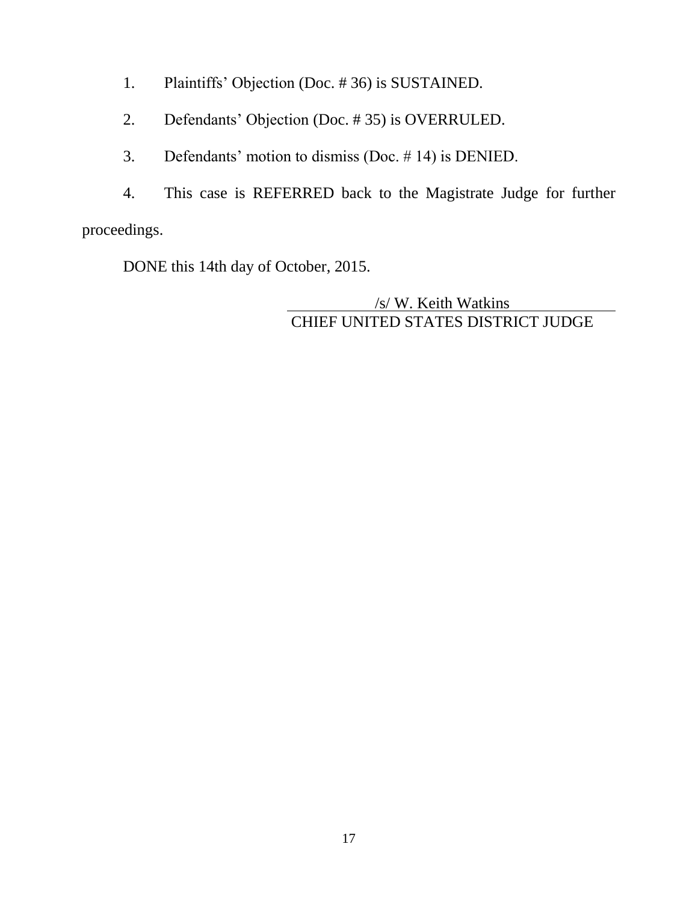1. Plaintiffs' Objection (Doc. # 36) is SUSTAINED.

2. Defendants' Objection (Doc. # 35) is OVERRULED.

3. Defendants' motion to dismiss (Doc. # 14) is DENIED.

4. This case is REFERRED back to the Magistrate Judge for further proceedings.

DONE this 14th day of October, 2015.

/s/ W. Keith Watkins
CHIEF UNITED STATES DISTRICT JUDGE